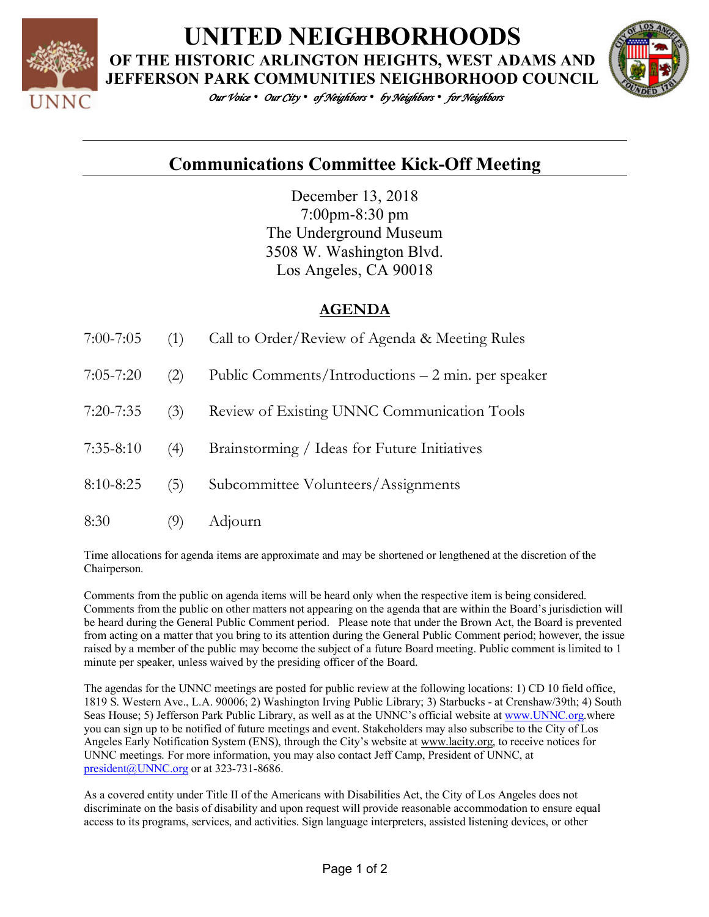# UNITED NEIGHBORHOODS

## OF THE HISTORIC ARLINGTON HEIGHTS, WEST ADAMS AND JEFFERSON PARK COMMUNITIES NEIGHBORHOOD COUNCIL

*Our Voice • Our City • of Neighbors • by Neighbors • for Neighbors*

---

## Communications Committee Kick-Off Meeting

December 13, 2018
7:00pm-8:30 pm
The Underground Museum
3508 W. Washington Blvd.
Los Angeles, CA 90018

### AGENDA

| | | |
|---|---|---|
| 7:00-7:05 | (1) | Call to Order/Review of Agenda & Meeting Rules |
| 7:05-7:20 | (2) | Public Comments/Introductions – 2 min. per speaker |
| 7:20-7:35 | (3) | Review of Existing UNNC Communication Tools |
| 7:35-8:10 | (4) | Brainstorming / Ideas for Future Initiatives |
| 8:10-8:25 | (5) | Subcommittee Volunteers/Assignments |
| 8:30 | (9) | Adjourn |

Time allocations for agenda items are approximate and may be shortened or lengthened at the discretion of the Chairperson.

Comments from the public on agenda items will be heard only when the respective item is being considered. Comments from the public on other matters not appearing on the agenda that are within the Board's jurisdiction will be heard during the General Public Comment period. Please note that under the Brown Act, the Board is prevented from acting on a matter that you bring to its attention during the General Public Comment period; however, the issue raised by a member of the public may become the subject of a future Board meeting. Public comment is limited to 1 minute per speaker, unless waived by the presiding officer of the Board.

The agendas for the UNNC meetings are posted for public review at the following locations: 1) CD 10 field office, 1819 S. Western Ave., L.A. 90006; 2) Washington Irving Public Library; 3) Starbucks - at Crenshaw/39th; 4) South Seas House; 5) Jefferson Park Public Library, as well as at the UNNC's official website at www.UNNC.org.where you can sign up to be notified of future meetings and event. Stakeholders may also subscribe to the City of Los Angeles Early Notification System (ENS), through the City's website at www.lacity.org, to receive notices for UNNC meetings. For more information, you may also contact Jeff Camp, President of UNNC, at president@UNNC.org or at 323-731-8686.

As a covered entity under Title II of the Americans with Disabilities Act, the City of Los Angeles does not discriminate on the basis of disability and upon request will provide reasonable accommodation to ensure equal access to its programs, services, and activities. Sign language interpreters, assisted listening devices, or other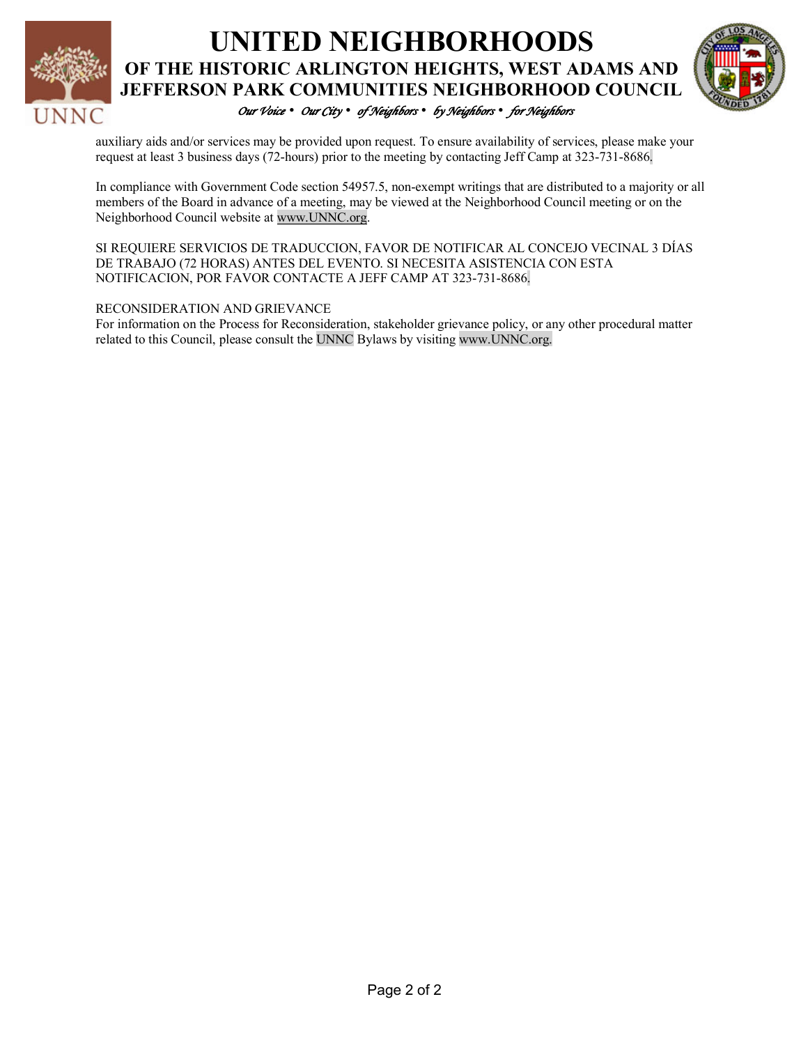auxiliary aids and/or services may be provided upon request. To ensure availability of services, please make your request at least 3 business days (72-hours) prior to the meeting by contacting Jeff Camp at 323-731-8686.

In compliance with Government Code section 54957.5, non-exempt writings that are distributed to a majority or all members of the Board in advance of a meeting, may be viewed at the Neighborhood Council meeting or on the Neighborhood Council website at www.UNNC.org.

SI REQUIERE SERVICIOS DE TRADUCCION, FAVOR DE NOTIFICAR AL CONCEJO VECINAL 3 DÍAS DE TRABAJO (72 HORAS) ANTES DEL EVENTO. SI NECESITA ASISTENCIA CON ESTA NOTIFICACION, POR FAVOR CONTACTE A JEFF CAMP AT 323-731-8686.

RECONSIDERATION AND GRIEVANCE

For information on the Process for Reconsideration, stakeholder grievance policy, or any other procedural matter related to this Council, please consult the UNNC Bylaws by visiting www.UNNC.org.